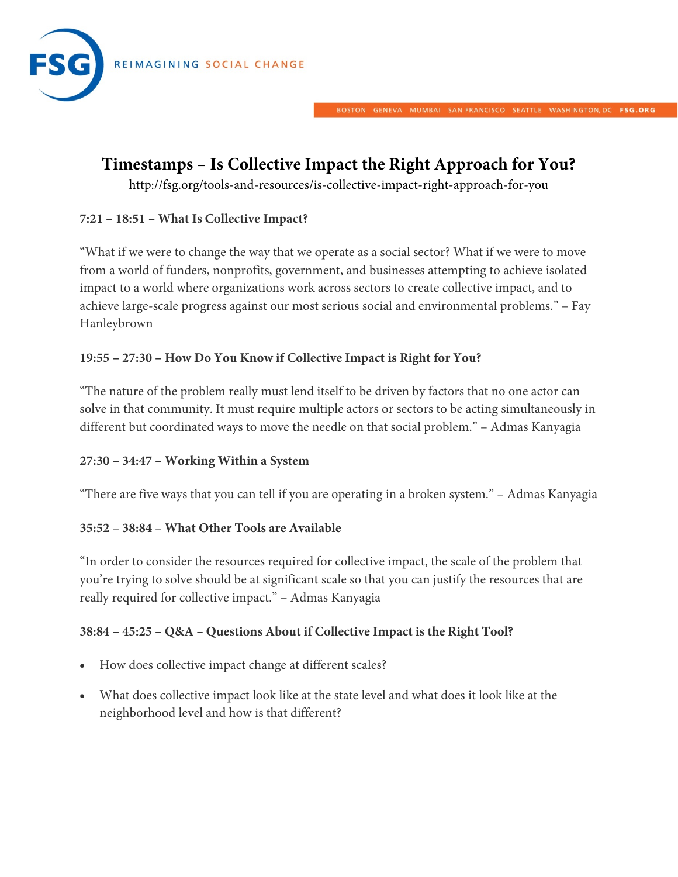# Timestamps – Is Collective Impact the Right Approach for You?

http://fsg.org/tools-and-resources/is-collective-impact-right-approach-for-you

**7:21 – 18:51 – What Is Collective Impact?**

"What if we were to change the way that we operate as a social sector? What if we were to move from a world of funders, nonprofits, government, and businesses attempting to achieve isolated impact to a world where organizations work across sectors to create collective impact, and to achieve large-scale progress against our most serious social and environmental problems." – Fay Hanleybrown

**19:55 – 27:30 – How Do You Know if Collective Impact is Right for You?**

"The nature of the problem really must lend itself to be driven by factors that no one actor can solve in that community. It must require multiple actors or sectors to be acting simultaneously in different but coordinated ways to move the needle on that social problem." – Admas Kanyagia

**27:30 – 34:47 – Working Within a System**

"There are five ways that you can tell if you are operating in a broken system." – Admas Kanyagia

**35:52 – 38:84 – What Other Tools are Available**

"In order to consider the resources required for collective impact, the scale of the problem that you're trying to solve should be at significant scale so that you can justify the resources that are really required for collective impact." – Admas Kanyagia

**38:84 – 45:25 – Q&A – Questions About if Collective Impact is the Right Tool?**

- How does collective impact change at different scales?
- What does collective impact look like at the state level and what does it look like at the neighborhood level and how is that different?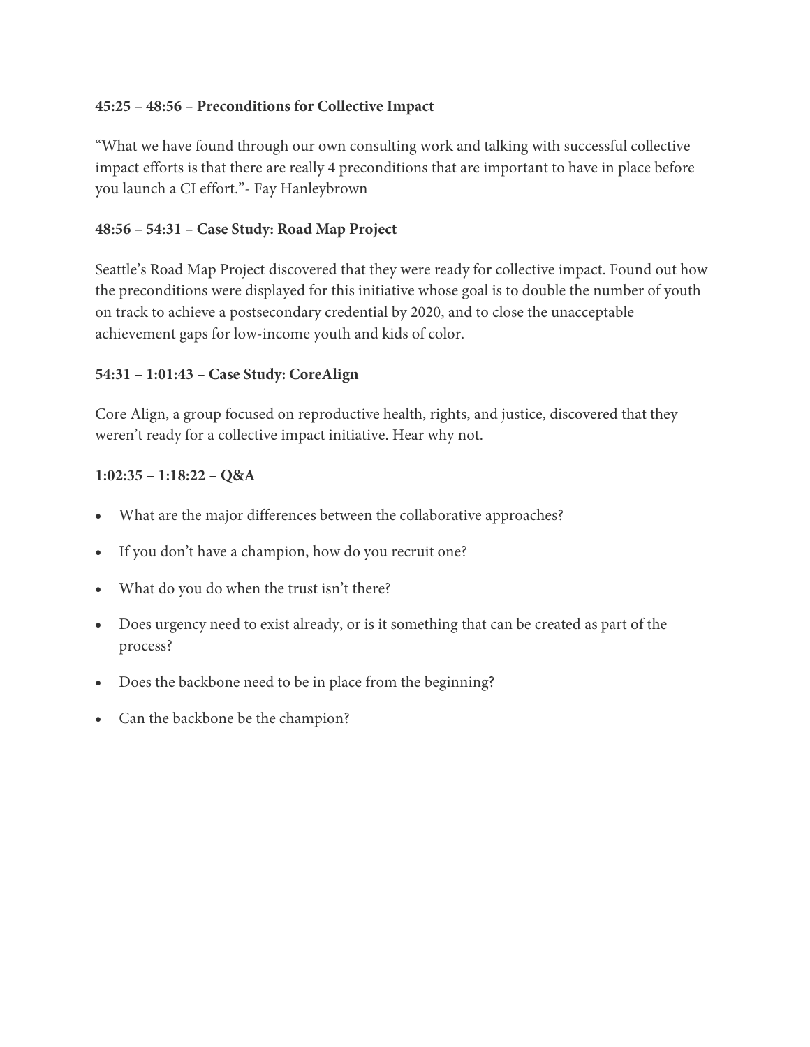**45:25 – 48:56 – Preconditions for Collective Impact**

"What we have found through our own consulting work and talking with successful collective impact efforts is that there are really 4 preconditions that are important to have in place before you launch a CI effort."- Fay Hanleybrown

**48:56 – 54:31 – Case Study: Road Map Project**

Seattle's Road Map Project discovered that they were ready for collective impact. Found out how the preconditions were displayed for this initiative whose goal is to double the number of youth on track to achieve a postsecondary credential by 2020, and to close the unacceptable achievement gaps for low-income youth and kids of color.

**54:31 – 1:01:43 – Case Study: CoreAlign**

Core Align, a group focused on reproductive health, rights, and justice, discovered that they weren't ready for a collective impact initiative. Hear why not.

**1:02:35 – 1:18:22 – Q&A**

- What are the major differences between the collaborative approaches?
- If you don't have a champion, how do you recruit one?
- What do you do when the trust isn't there?
- Does urgency need to exist already, or is it something that can be created as part of the process?
- Does the backbone need to be in place from the beginning?
- Can the backbone be the champion?